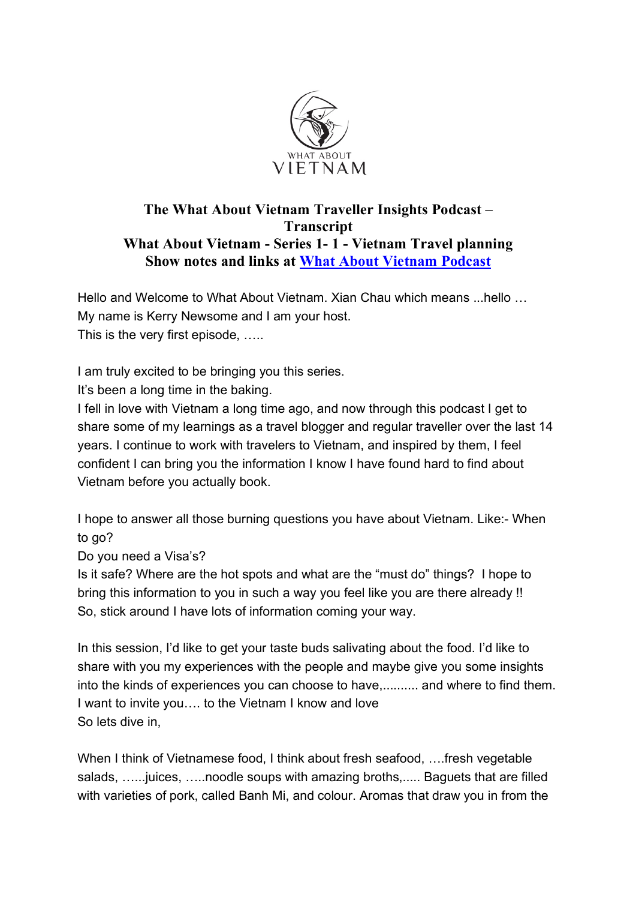WHAT ABOUT VIETNAM

# The What About Vietnam Traveller Insights Podcast – Transcript

## What About Vietnam - Series 1- 1 - Vietnam Travel planning

## Show notes and links at [What About Vietnam Podcast]

Hello and Welcome to What About Vietnam. Xian Chau which means ...hello …
My name is Kerry Newsome and I am your host.
This is the very first episode, …..

I am truly excited to be bringing you this series.
It's been a long time in the baking.
I fell in love with Vietnam a long time ago, and now through this podcast I get to share some of my learnings as a travel blogger and regular traveller over the last 14 years. I continue to work with travelers to Vietnam, and inspired by them, I feel confident I can bring you the information I know I have found hard to find about Vietnam before you actually book.

I hope to answer all those burning questions you have about Vietnam. Like:- When to go?
Do you need a Visa's?
Is it safe? Where are the hot spots and what are the "must do" things? I hope to bring this information to you in such a way you feel like you are there already !!
So, stick around I have lots of information coming your way.

In this session, I'd like to get your taste buds salivating about the food. I'd like to share with you my experiences with the people and maybe give you some insights into the kinds of experiences you can choose to have,.......... and where to find them.
I want to invite you…. to the Vietnam I know and love
So lets dive in,

When I think of Vietnamese food, I think about fresh seafood, ….fresh vegetable salads, …...juices, …..noodle soups with amazing broths,..... Baguets that are filled with varieties of pork, called Banh Mi, and colour. Aromas that draw you in from the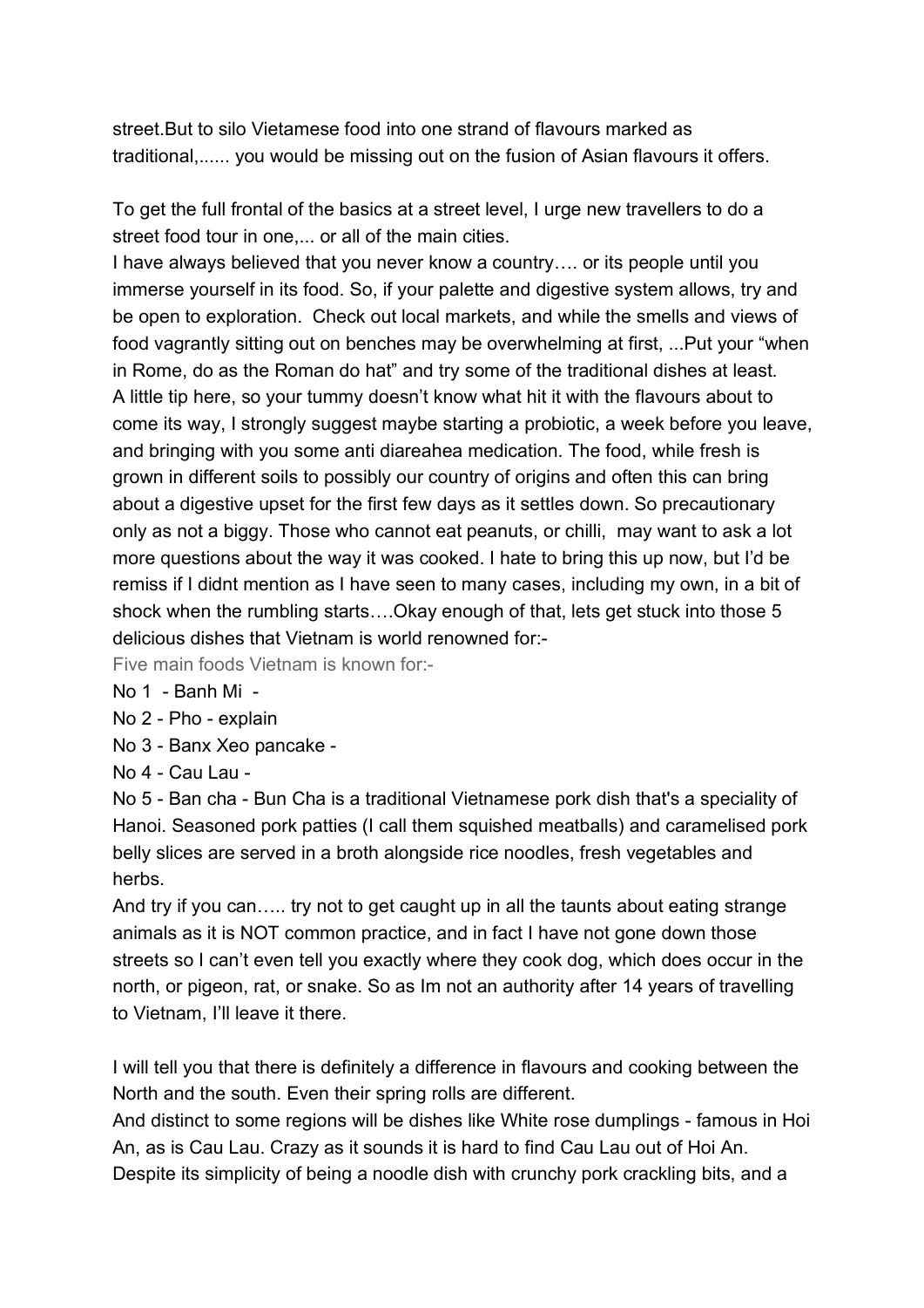street.But to silo Vietamese food into one strand of flavours marked as traditional,...... you would be missing out on the fusion of Asian flavours it offers.

To get the full frontal of the basics at a street level, I urge new travellers to do a street food tour in one,... or all of the main cities.

I have always believed that you never know a country…. or its people until you immerse yourself in its food. So, if your palette and digestive system allows, try and be open to exploration. Check out local markets, and while the smells and views of food vagrantly sitting out on benches may be overwhelming at first, ...Put your "when in Rome, do as the Roman do hat" and try some of the traditional dishes at least. A little tip here, so your tummy doesn't know what hit it with the flavours about to come its way, I strongly suggest maybe starting a probiotic, a week before you leave, and bringing with you some anti diareahea medication. The food, while fresh is grown in different soils to possibly our country of origins and often this can bring about a digestive upset for the first few days as it settles down. So precautionary only as not a biggy. Those who cannot eat peanuts, or chilli, may want to ask a lot more questions about the way it was cooked. I hate to bring this up now, but I'd be remiss if I didnt mention as I have seen to many cases, including my own, in a bit of shock when the rumbling starts….Okay enough of that, lets get stuck into those 5 delicious dishes that Vietnam is world renowned for:-

Five main foods Vietnam is known for:-

No 1 - Banh Mi -

No 2 - Pho - explain

No 3 - Banx Xeo pancake -

No 4 - Cau Lau -

No 5 - Ban cha - Bun Cha is a traditional Vietnamese pork dish that's a speciality of Hanoi. Seasoned pork patties (I call them squished meatballs) and caramelised pork belly slices are served in a broth alongside rice noodles, fresh vegetables and herbs.

And try if you can….. try not to get caught up in all the taunts about eating strange animals as it is NOT common practice, and in fact I have not gone down those streets so I can't even tell you exactly where they cook dog, which does occur in the north, or pigeon, rat, or snake. So as Im not an authority after 14 years of travelling to Vietnam, I'll leave it there.

I will tell you that there is definitely a difference in flavours and cooking between the North and the south. Even their spring rolls are different.

And distinct to some regions will be dishes like White rose dumplings - famous in Hoi An, as is Cau Lau. Crazy as it sounds it is hard to find Cau Lau out of Hoi An. Despite its simplicity of being a noodle dish with crunchy pork crackling bits, and a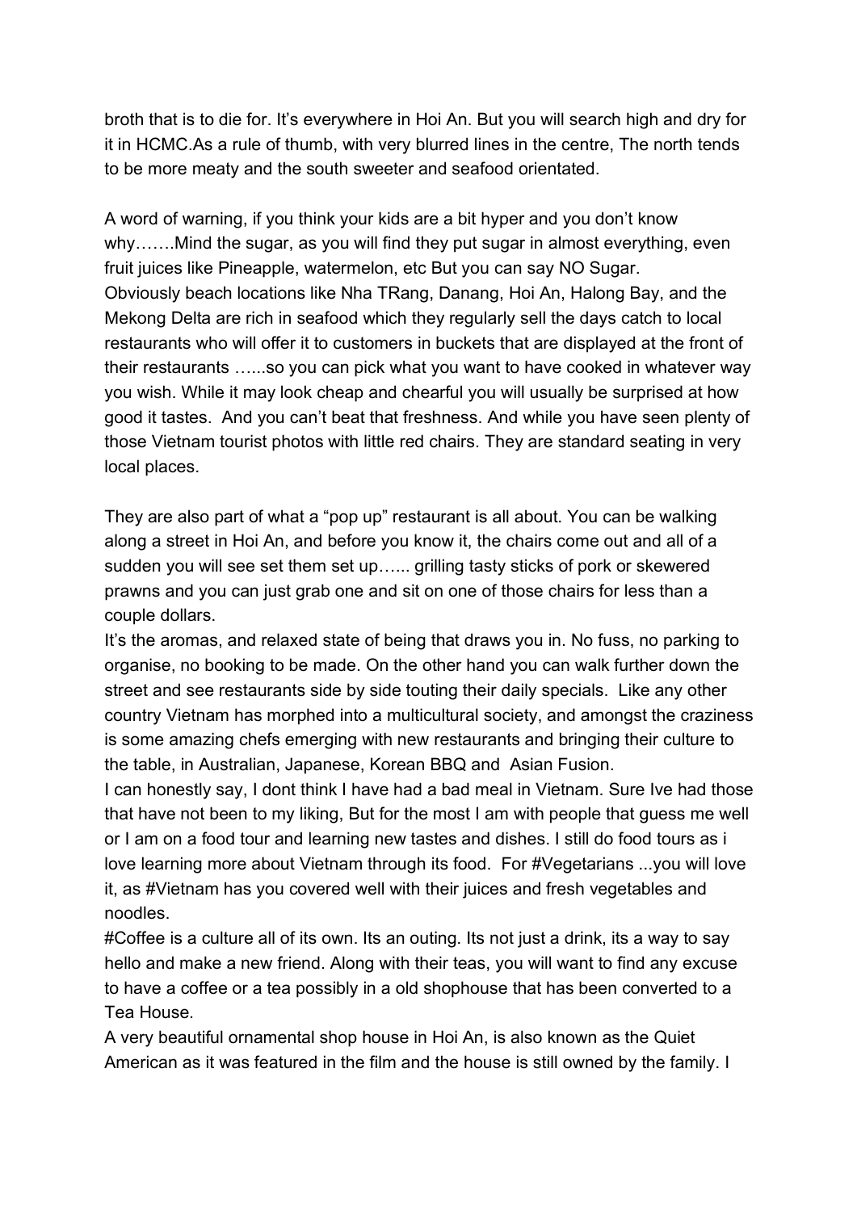broth that is to die for. It's everywhere in Hoi An. But you will search high and dry for it in HCMC.As a rule of thumb, with very blurred lines in the centre, The north tends to be more meaty and the south sweeter and seafood orientated.

A word of warning, if you think your kids are a bit hyper and you don't know why…….Mind the sugar, as you will find they put sugar in almost everything, even fruit juices like Pineapple, watermelon, etc But you can say NO Sugar.
Obviously beach locations like Nha TRang, Danang, Hoi An, Halong Bay, and the Mekong Delta are rich in seafood which they regularly sell the days catch to local restaurants who will offer it to customers in buckets that are displayed at the front of their restaurants …...so you can pick what you want to have cooked in whatever way you wish. While it may look cheap and chearful you will usually be surprised at how good it tastes. And you can't beat that freshness. And while you have seen plenty of those Vietnam tourist photos with little red chairs. They are standard seating in very local places.

They are also part of what a "pop up" restaurant is all about. You can be walking along a street in Hoi An, and before you know it, the chairs come out and all of a sudden you will see set them set up…... grilling tasty sticks of pork or skewered prawns and you can just grab one and sit on one of those chairs for less than a couple dollars.
It's the aromas, and relaxed state of being that draws you in. No fuss, no parking to organise, no booking to be made. On the other hand you can walk further down the street and see restaurants side by side touting their daily specials. Like any other country Vietnam has morphed into a multicultural society, and amongst the craziness is some amazing chefs emerging with new restaurants and bringing their culture to the table, in Australian, Japanese, Korean BBQ and Asian Fusion.
I can honestly say, I dont think I have had a bad meal in Vietnam. Sure Ive had those that have not been to my liking, But for the most I am with people that guess me well or I am on a food tour and learning new tastes and dishes. I still do food tours as i love learning more about Vietnam through its food. For #Vegetarians ...you will love it, as #Vietnam has you covered well with their juices and fresh vegetables and noodles.
#Coffee is a culture all of its own. Its an outing. Its not just a drink, its a way to say hello and make a new friend. Along with their teas, you will want to find any excuse to have a coffee or a tea possibly in a old shophouse that has been converted to a Tea House.
A very beautiful ornamental shop house in Hoi An, is also known as the Quiet American as it was featured in the film and the house is still owned by the family. I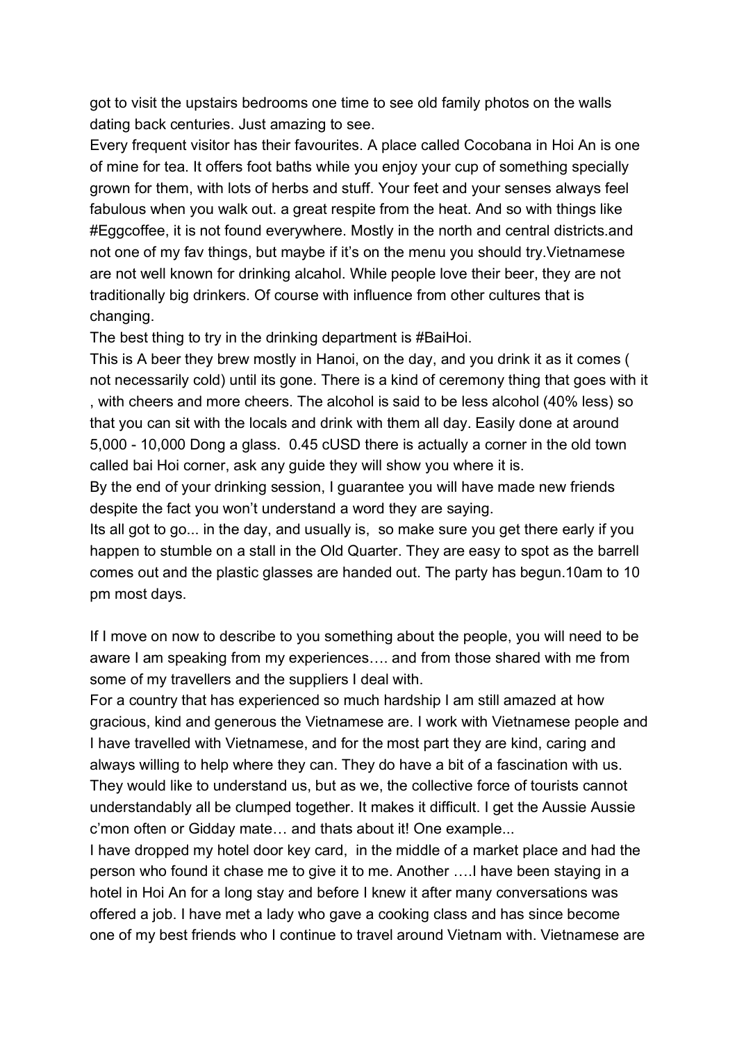got to visit the upstairs bedrooms one time to see old family photos on the walls dating back centuries. Just amazing to see.

Every frequent visitor has their favourites. A place called Cocobana in Hoi An is one of mine for tea. It offers foot baths while you enjoy your cup of something specially grown for them, with lots of herbs and stuff. Your feet and your senses always feel fabulous when you walk out. a great respite from the heat. And so with things like #Eggcoffee, it is not found everywhere. Mostly in the north and central districts.and not one of my fav things, but maybe if it's on the menu you should try.Vietnamese are not well known for drinking alcohol. While people love their beer, they are not traditionally big drinkers. Of course with influence from other cultures that is changing.

The best thing to try in the drinking department is #BaiHoi.

This is A beer they brew mostly in Hanoi, on the day, and you drink it as it comes ( not necessarily cold) until its gone. There is a kind of ceremony thing that goes with it , with cheers and more cheers. The alcohol is said to be less alcohol (40% less) so that you can sit with the locals and drink with them all day. Easily done at around 5,000 - 10,000 Dong a glass. 0.45 cUSD there is actually a corner in the old town called bai Hoi corner, ask any guide they will show you where it is.

By the end of your drinking session, I guarantee you will have made new friends despite the fact you won't understand a word they are saying.

Its all got to go... in the day, and usually is, so make sure you get there early if you happen to stumble on a stall in the Old Quarter. They are easy to spot as the barrell comes out and the plastic glasses are handed out. The party has begun.10am to 10 pm most days.

If I move on now to describe to you something about the people, you will need to be aware I am speaking from my experiences…. and from those shared with me from some of my travellers and the suppliers I deal with.

For a country that has experienced so much hardship I am still amazed at how gracious, kind and generous the Vietnamese are. I work with Vietnamese people and I have travelled with Vietnamese, and for the most part they are kind, caring and always willing to help where they can. They do have a bit of a fascination with us. They would like to understand us, but as we, the collective force of tourists cannot understandably all be clumped together. It makes it difficult. I get the Aussie Aussie c'mon often or Gidday mate… and thats about it! One example...

I have dropped my hotel door key card, in the middle of a market place and had the person who found it chase me to give it to me. Another ….I have been staying in a hotel in Hoi An for a long stay and before I knew it after many conversations was offered a job. I have met a lady who gave a cooking class and has since become one of my best friends who I continue to travel around Vietnam with. Vietnamese are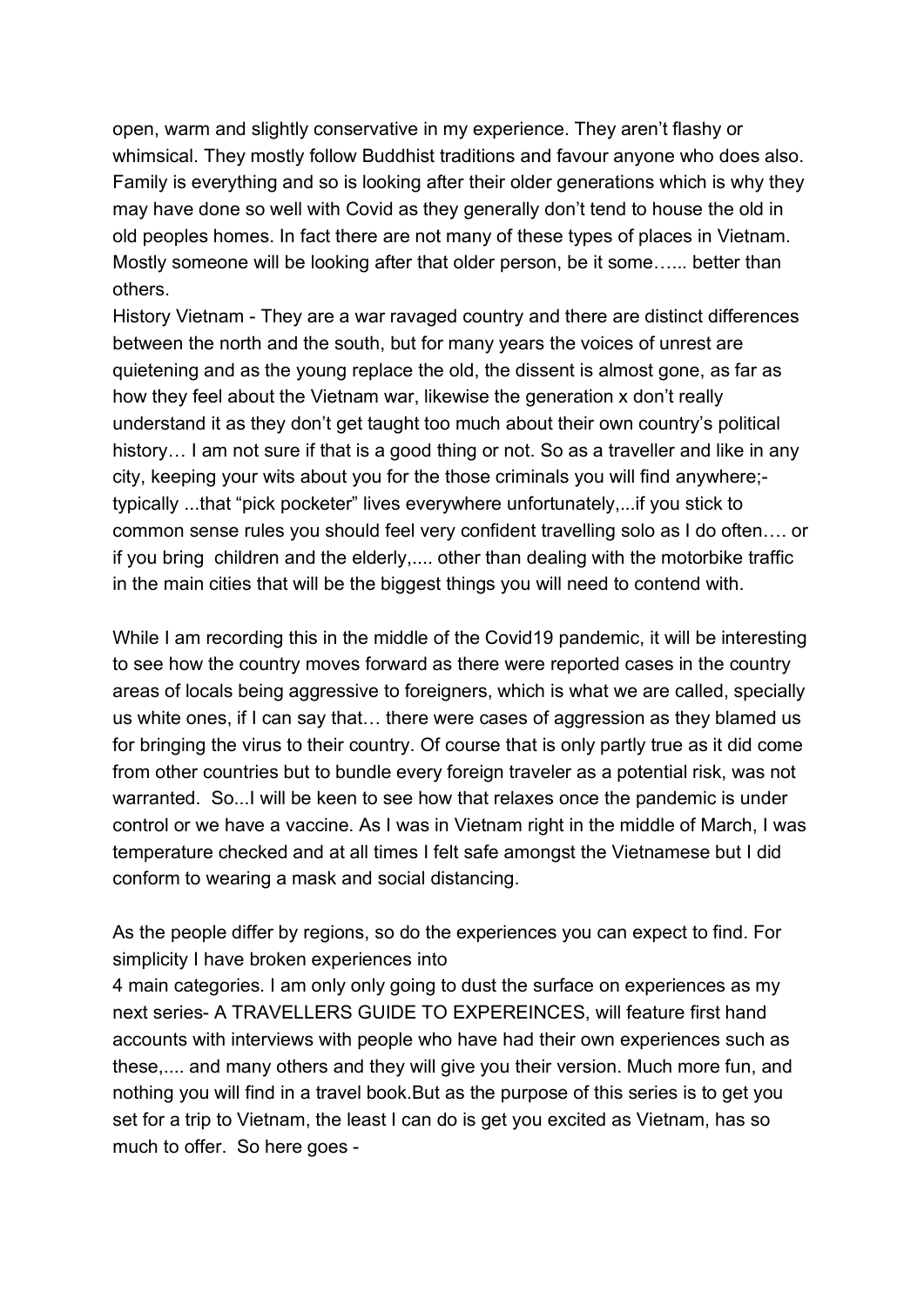open, warm and slightly conservative in my experience. They aren't flashy or whimsical. They mostly follow Buddhist traditions and favour anyone who does also. Family is everything and so is looking after their older generations which is why they may have done so well with Covid as they generally don't tend to house the old in old peoples homes. In fact there are not many of these types of places in Vietnam. Mostly someone will be looking after that older person, be it some…... better than others.

History Vietnam - They are a war ravaged country and there are distinct differences between the north and the south, but for many years the voices of unrest are quietening and as the young replace the old, the dissent is almost gone, as far as how they feel about the Vietnam war, likewise the generation x don't really understand it as they don't get taught too much about their own country's political history… I am not sure if that is a good thing or not. So as a traveller and like in any city, keeping your wits about you for the those criminals you will find anywhere;- typically ...that "pick pocketer" lives everywhere unfortunately,...if you stick to common sense rules you should feel very confident travelling solo as I do often…. or if you bring children and the elderly,.... other than dealing with the motorbike traffic in the main cities that will be the biggest things you will need to contend with.

While I am recording this in the middle of the Covid19 pandemic, it will be interesting to see how the country moves forward as there were reported cases in the country areas of locals being aggressive to foreigners, which is what we are called, specially us white ones, if I can say that… there were cases of aggression as they blamed us for bringing the virus to their country. Of course that is only partly true as it did come from other countries but to bundle every foreign traveler as a potential risk, was not warranted. So...I will be keen to see how that relaxes once the pandemic is under control or we have a vaccine. As I was in Vietnam right in the middle of March, I was temperature checked and at all times I felt safe amongst the Vietnamese but I did conform to wearing a mask and social distancing.

As the people differ by regions, so do the experiences you can expect to find. For simplicity I have broken experiences into 4 main categories. I am only only going to dust the surface on experiences as my next series- A TRAVELLERS GUIDE TO EXPEREINCES, will feature first hand accounts with interviews with people who have had their own experiences such as these,.... and many others and they will give you their version. Much more fun, and nothing you will find in a travel book.But as the purpose of this series is to get you set for a trip to Vietnam, the least I can do is get you excited as Vietnam, has so much to offer. So here goes -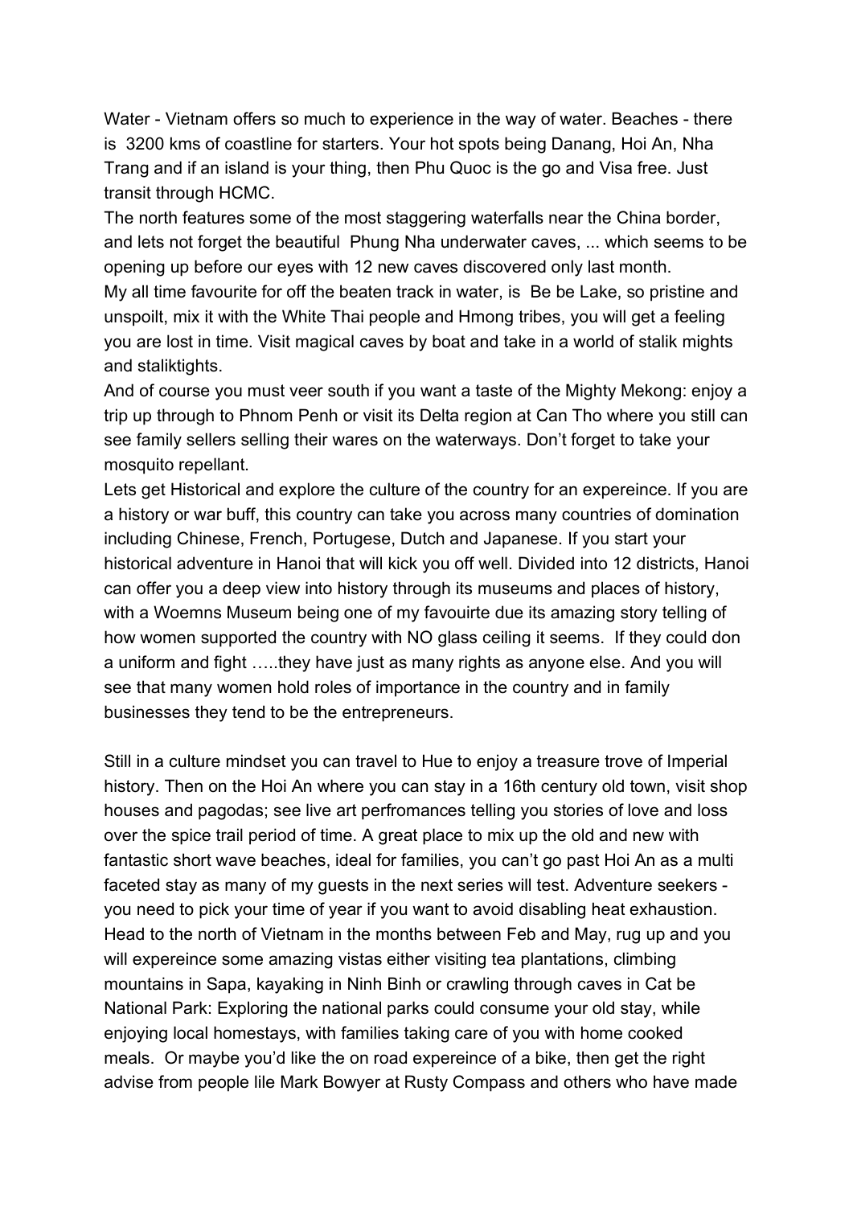Water - Vietnam offers so much to experience in the way of water. Beaches - there is 3200 kms of coastline for starters. Your hot spots being Danang, Hoi An, Nha Trang and if an island is your thing, then Phu Quoc is the go and Visa free. Just transit through HCMC.
The north features some of the most staggering waterfalls near the China border, and lets not forget the beautiful Phung Nha underwater caves, ... which seems to be opening up before our eyes with 12 new caves discovered only last month.
My all time favourite for off the beaten track in water, is Be be Lake, so pristine and unspoilt, mix it with the White Thai people and Hmong tribes, you will get a feeling you are lost in time. Visit magical caves by boat and take in a world of stalik mights and staliktights.
And of course you must veer south if you want a taste of the Mighty Mekong: enjoy a trip up through to Phnom Penh or visit its Delta region at Can Tho where you still can see family sellers selling their wares on the waterways. Don't forget to take your mosquito repellant.
Lets get Historical and explore the culture of the country for an expereince. If you are a history or war buff, this country can take you across many countries of domination including Chinese, French, Portugese, Dutch and Japanese. If you start your historical adventure in Hanoi that will kick you off well. Divided into 12 districts, Hanoi can offer you a deep view into history through its museums and places of history, with a Woemns Museum being one of my favouirte due its amazing story telling of how women supported the country with NO glass ceiling it seems. If they could don a uniform and fight …..they have just as many rights as anyone else. And you will see that many women hold roles of importance in the country and in family businesses they tend to be the entrepreneurs.

Still in a culture mindset you can travel to Hue to enjoy a treasure trove of Imperial history. Then on the Hoi An where you can stay in a 16th century old town, visit shop houses and pagodas; see live art perfromances telling you stories of love and loss over the spice trail period of time. A great place to mix up the old and new with fantastic short wave beaches, ideal for families, you can't go past Hoi An as a multi faceted stay as many of my guests in the next series will test. Adventure seekers - you need to pick your time of year if you want to avoid disabling heat exhaustion. Head to the north of Vietnam in the months between Feb and May, rug up and you will expereince some amazing vistas either visiting tea plantations, climbing mountains in Sapa, kayaking in Ninh Binh or crawling through caves in Cat be National Park: Exploring the national parks could consume your old stay, while enjoying local homestays, with families taking care of you with home cooked meals. Or maybe you'd like the on road expereince of a bike, then get the right advise from people lile Mark Bowyer at Rusty Compass and others who have made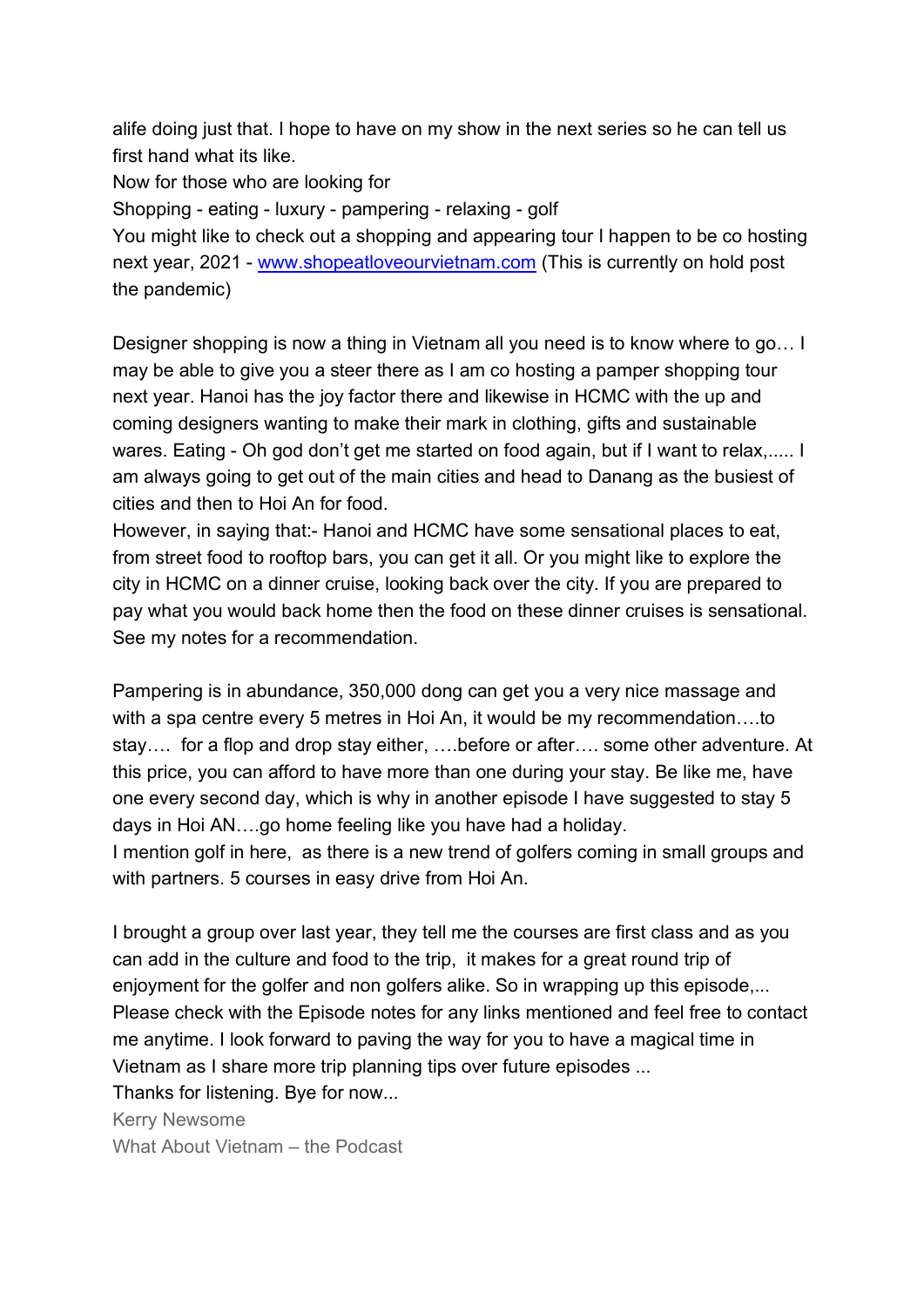alife doing just that. I hope to have on my show in the next series so he can tell us first hand what its like.

Now for those who are looking for

Shopping - eating - luxury - pampering - relaxing - golf

You might like to check out a shopping and appearing tour I happen to be co hosting next year, 2021 - [www.shopeatloveourvietnam.com](http://www.shopeatloveourvietnam.com) (This is currently on hold post the pandemic)

Designer shopping is now a thing in Vietnam all you need is to know where to go… I may be able to give you a steer there as I am co hosting a pamper shopping tour next year. Hanoi has the joy factor there and likewise in HCMC with the up and coming designers wanting to make their mark in clothing, gifts and sustainable wares. Eating - Oh god don't get me started on food again, but if I want to relax,..... I am always going to get out of the main cities and head to Danang as the busiest of cities and then to Hoi An for food.

However, in saying that:- Hanoi and HCMC have some sensational places to eat, from street food to rooftop bars, you can get it all. Or you might like to explore the city in HCMC on a dinner cruise, looking back over the city. If you are prepared to pay what you would back home then the food on these dinner cruises is sensational. See my notes for a recommendation.

Pampering is in abundance, 350,000 dong can get you a very nice massage and with a spa centre every 5 metres in Hoi An, it would be my recommendation….to stay…. for a flop and drop stay either, ….before or after…. some other adventure. At this price, you can afford to have more than one during your stay. Be like me, have one every second day, which is why in another episode I have suggested to stay 5 days in Hoi AN….go home feeling like you have had a holiday.

I mention golf in here, as there is a new trend of golfers coming in small groups and with partners. 5 courses in easy drive from Hoi An.

I brought a group over last year, they tell me the courses are first class and as you can add in the culture and food to the trip, it makes for a great round trip of enjoyment for the golfer and non golfers alike. So in wrapping up this episode,... Please check with the Episode notes for any links mentioned and feel free to contact me anytime. I look forward to paving the way for you to have a magical time in Vietnam as I share more trip planning tips over future episodes ...

Thanks for listening. Bye for now...

Kerry Newsome

What About Vietnam – the Podcast